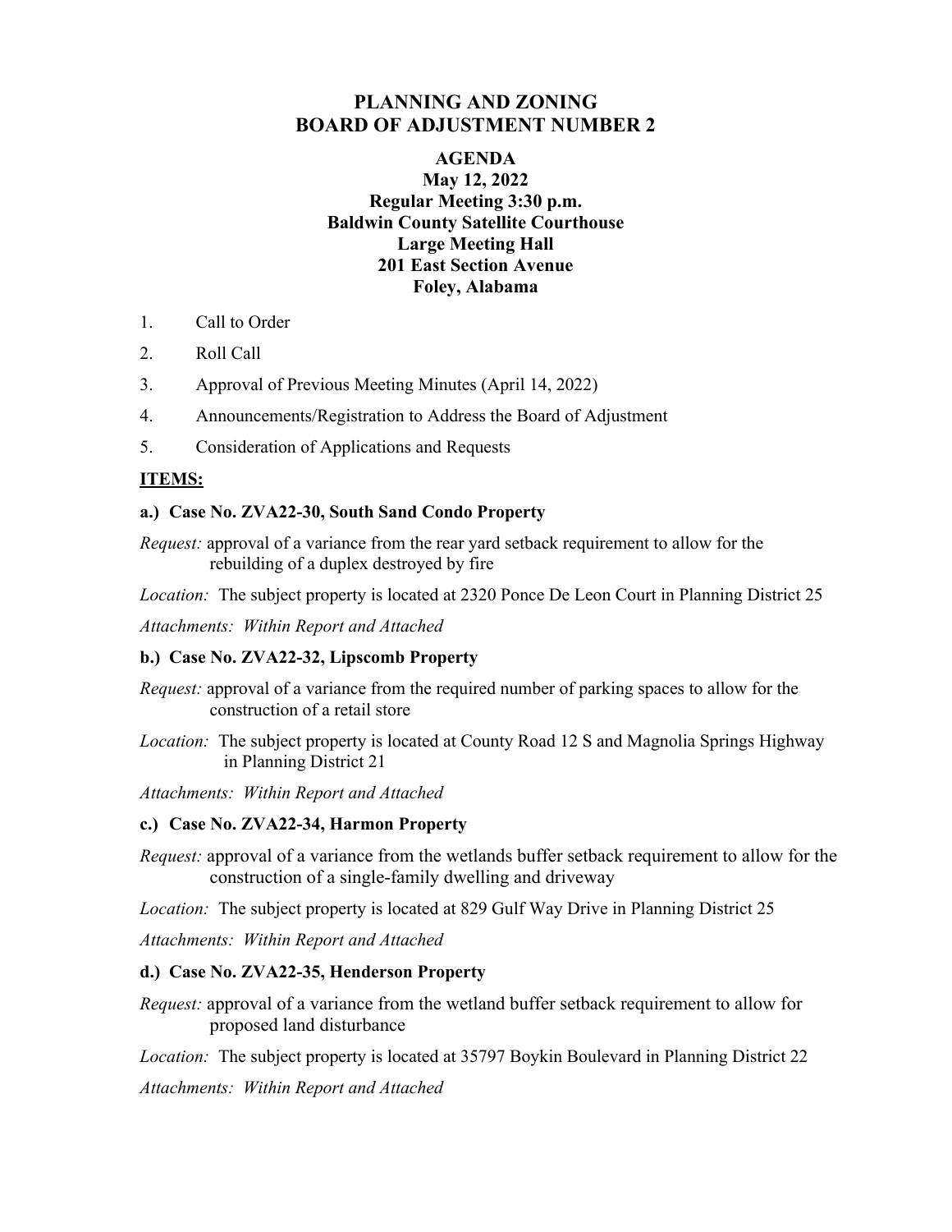# PLANNING AND ZONING
# BOARD OF ADJUSTMENT NUMBER 2

## AGENDA
**May 12, 2022**
**Regular Meeting 3:30 p.m.**
**Baldwin County Satellite Courthouse**
**Large Meeting Hall**
**201 East Section Avenue**
**Foley, Alabama**

1. Call to Order
2. Roll Call
3. Approval of Previous Meeting Minutes (April 14, 2022)
4. Announcements/Registration to Address the Board of Adjustment
5. Consideration of Applications and Requests

**ITEMS:**

**a.) Case No. ZVA22-30, South Sand Condo Property**

*Request:* approval of a variance from the rear yard setback requirement to allow for the rebuilding of a duplex destroyed by fire

*Location:* The subject property is located at 2320 Ponce De Leon Court in Planning District 25

*Attachments: Within Report and Attached*

**b.) Case No. ZVA22-32, Lipscomb Property**

*Request:* approval of a variance from the required number of parking spaces to allow for the construction of a retail store

*Location:* The subject property is located at County Road 12 S and Magnolia Springs Highway in Planning District 21

*Attachments: Within Report and Attached*

**c.) Case No. ZVA22-34, Harmon Property**

*Request:* approval of a variance from the wetlands buffer setback requirement to allow for the construction of a single-family dwelling and driveway

*Location:* The subject property is located at 829 Gulf Way Drive in Planning District 25

*Attachments: Within Report and Attached*

**d.) Case No. ZVA22-35, Henderson Property**

*Request:* approval of a variance from the wetland buffer setback requirement to allow for proposed land disturbance

*Location:* The subject property is located at 35797 Boykin Boulevard in Planning District 22

*Attachments: Within Report and Attached*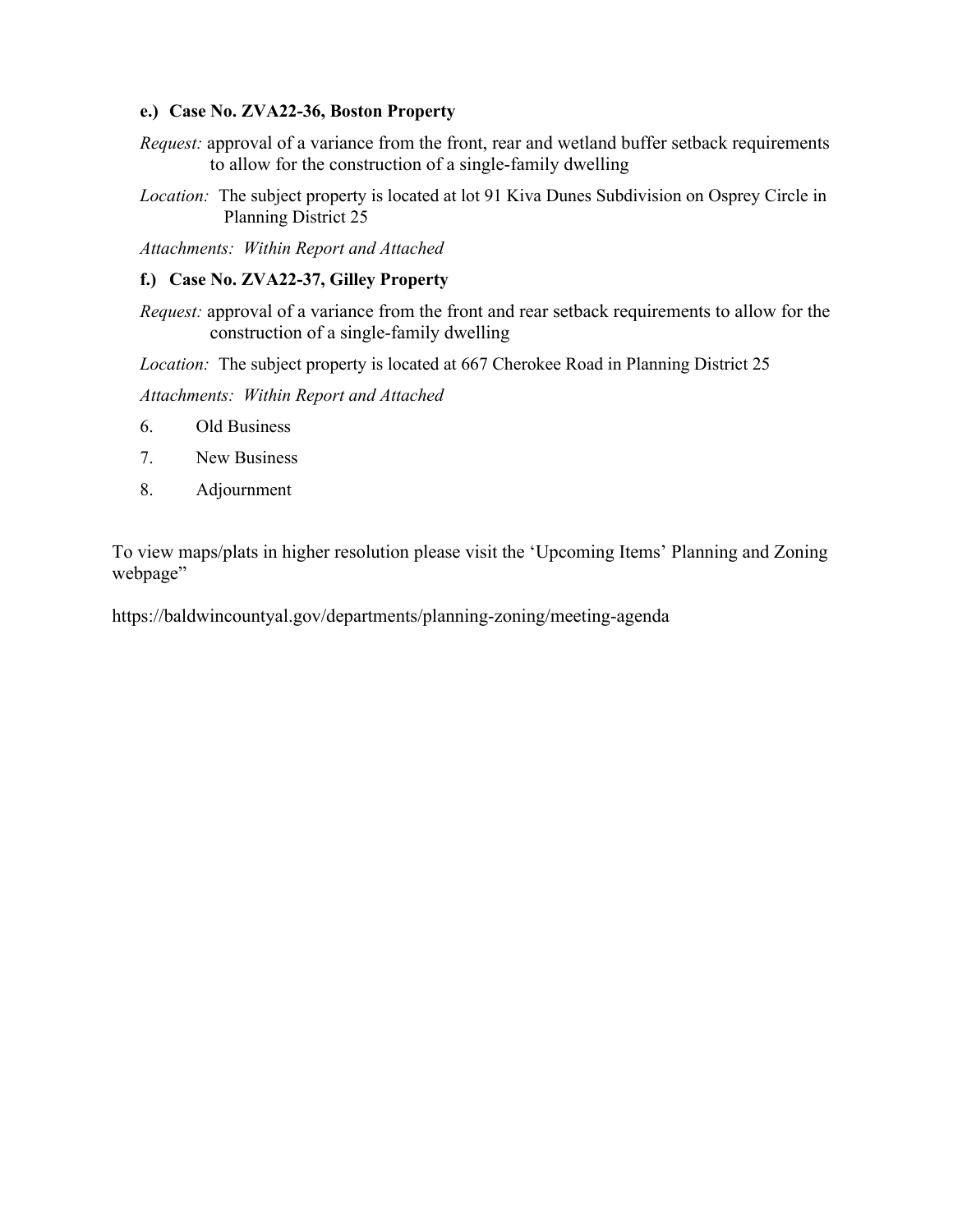**e.) Case No. ZVA22-36, Boston Property**

*Request:* approval of a variance from the front, rear and wetland buffer setback requirements to allow for the construction of a single-family dwelling

*Location:* The subject property is located at lot 91 Kiva Dunes Subdivision on Osprey Circle in Planning District 25

*Attachments: Within Report and Attached*

**f.) Case No. ZVA22-37, Gilley Property**

*Request:* approval of a variance from the front and rear setback requirements to allow for the construction of a single-family dwelling

*Location:* The subject property is located at 667 Cherokee Road in Planning District 25

*Attachments: Within Report and Attached*

6. Old Business
7. New Business
8. Adjournment

To view maps/plats in higher resolution please visit the 'Upcoming Items' Planning and Zoning webpage"

https://baldwincountyal.gov/departments/planning-zoning/meeting-agenda